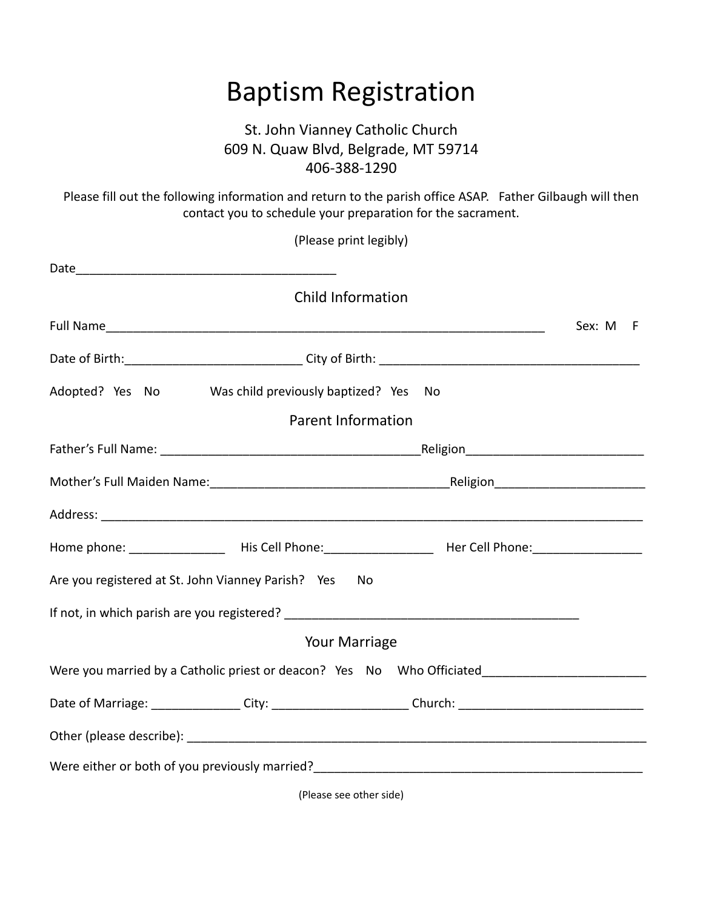# Baptism Registration

St. John Vianney Catholic Church
609 N. Quaw Blvd, Belgrade, MT 59714
406-388-1290

Please fill out the following information and return to the parish office ASAP. Father Gilbaugh will then contact you to schedule your preparation for the sacrament.

(Please print legibly)

Date______________________________________

## Child Information

Full Name________________________________________________________________ Sex: M F

Date of Birth:__________________________ City of Birth: ______________________________________

Adopted? Yes No Was child previously baptized? Yes No

## Parent Information

Father's Full Name: _____________________________________Religion_________________________

Mother's Full Maiden Name:__________________________________Religion_____________________

Address: ____________________________________________________________________________

Home phone: ______________ His Cell Phone:________________ Her Cell Phone:________________

Are you registered at St. John Vianney Parish? Yes No

If not, in which parish are you registered? __________________________________________

## Your Marriage

Were you married by a Catholic priest or deacon? Yes No Who Officiated________________________

Date of Marriage: _____________ City: ___________________ Church: ___________________________

Other (please describe): ______________________________________________________________________

Were either or both of you previously married?_________________________________________________

(Please see other side)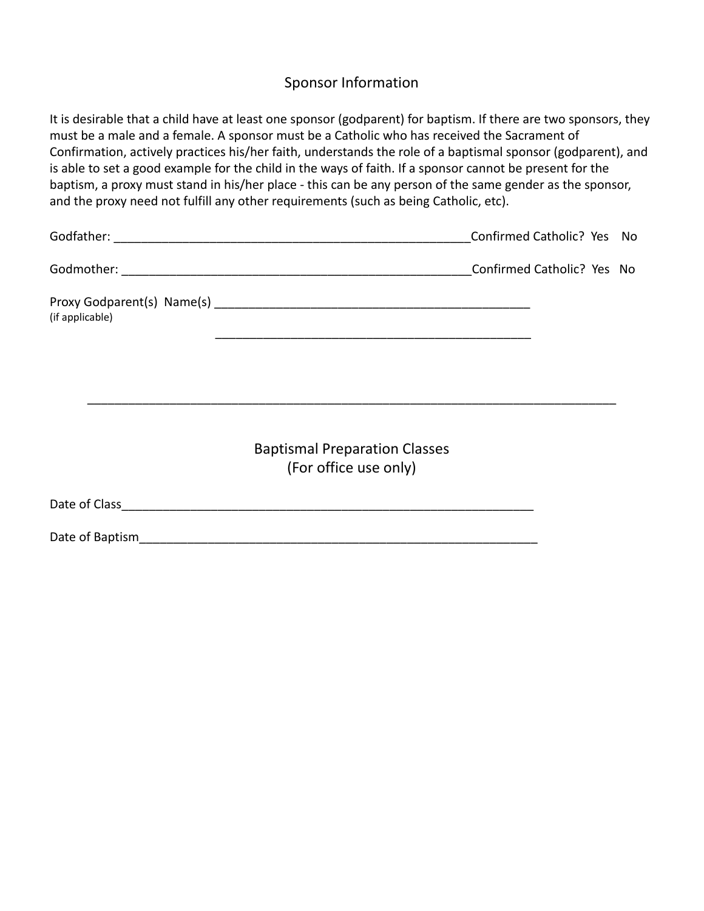## Sponsor Information

It is desirable that a child have at least one sponsor (godparent) for baptism. If there are two sponsors, they must be a male and a female. A sponsor must be a Catholic who has received the Sacrament of Confirmation, actively practices his/her faith, understands the role of a baptismal sponsor (godparent), and is able to set a good example for the child in the ways of faith. If a sponsor cannot be present for the baptism, a proxy must stand in his/her place - this can be any person of the same gender as the sponsor, and the proxy need not fulfill any other requirements (such as being Catholic, etc).

Godfather: _____________________________________________________Confirmed Catholic? Yes No

Godmother: _____________________________________________________Confirmed Catholic? Yes No

Proxy Godparent(s) Name(s) _______________________________________________
(if applicable)

_______________________________________________

---

## Baptismal Preparation Classes
(For office use only)

Date of Class____________________________________________________________

Date of Baptism__________________________________________________________